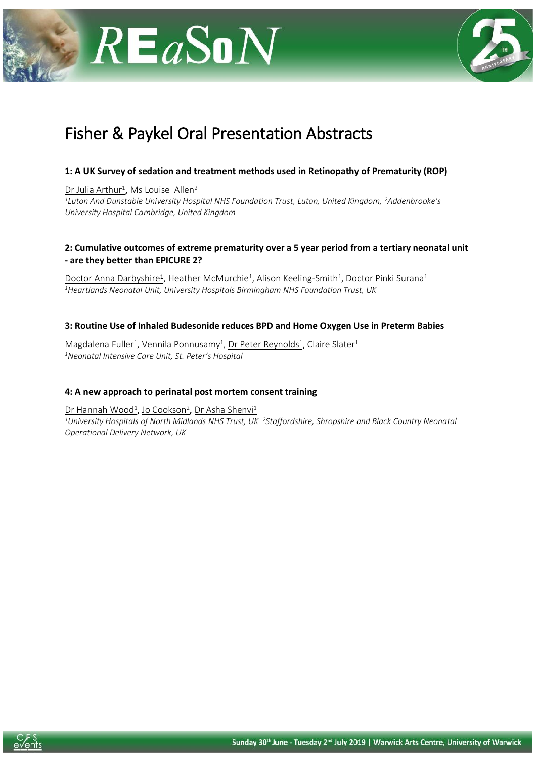# Fisher & Paykel Oral Presentation Abstracts

**1: A UK Survey of sedation and treatment methods used in Retinopathy of Prematurity (ROP)**

Dr Julia Arthur[1], Ms Louise Allen[2]

*[1]Luton And Dunstable University Hospital NHS Foundation Trust, Luton, United Kingdom, [2]Addenbrooke's University Hospital Cambridge, United Kingdom*

**2: Cumulative outcomes of extreme prematurity over a 5 year period from a tertiary neonatal unit - are they better than EPICURE 2?**

Doctor Anna Darbyshire[1], Heather McMurchie[1], Alison Keeling-Smith[1], Doctor Pinki Surana[1]

*[1]Heartlands Neonatal Unit, University Hospitals Birmingham NHS Foundation Trust, UK*

**3: Routine Use of Inhaled Budesonide reduces BPD and Home Oxygen Use in Preterm Babies**

Magdalena Fuller[1], Vennila Ponnusamy[1], Dr Peter Reynolds[1], Claire Slater[1]

*[1]Neonatal Intensive Care Unit, St. Peter's Hospital*

**4: A new approach to perinatal post mortem consent training**

Dr Hannah Wood[1], Jo Cookson[2], Dr Asha Shenvi[1]

*[1]University Hospitals of North Midlands NHS Trust, UK [2]Staffordshire, Shropshire and Black Country Neonatal Operational Delivery Network, UK*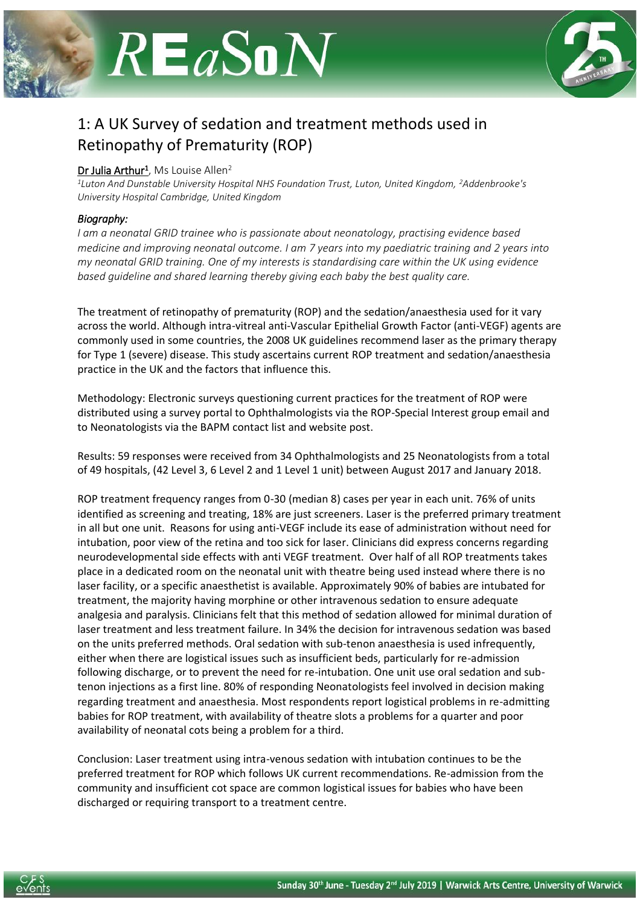# 1: A UK Survey of sedation and treatment methods used in Retinopathy of Prematurity (ROP)

Dr Julia Arthur[1], Ms Louise Allen[2]

*[1]Luton And Dunstable University Hospital NHS Foundation Trust, Luton, United Kingdom, [2]Addenbrooke's University Hospital Cambridge, United Kingdom*

### *Biography:*

*I am a neonatal GRID trainee who is passionate about neonatology, practising evidence based medicine and improving neonatal outcome. I am 7 years into my paediatric training and 2 years into my neonatal GRID training. One of my interests is standardising care within the UK using evidence based guideline and shared learning thereby giving each baby the best quality care.*

The treatment of retinopathy of prematurity (ROP) and the sedation/anaesthesia used for it vary across the world. Although intra-vitreal anti-Vascular Epithelial Growth Factor (anti-VEGF) agents are commonly used in some countries, the 2008 UK guidelines recommend laser as the primary therapy for Type 1 (severe) disease. This study ascertains current ROP treatment and sedation/anaesthesia practice in the UK and the factors that influence this.

Methodology: Electronic surveys questioning current practices for the treatment of ROP were distributed using a survey portal to Ophthalmologists via the ROP-Special Interest group email and to Neonatologists via the BAPM contact list and website post.

Results: 59 responses were received from 34 Ophthalmologists and 25 Neonatologists from a total of 49 hospitals, (42 Level 3, 6 Level 2 and 1 Level 1 unit) between August 2017 and January 2018.

ROP treatment frequency ranges from 0-30 (median 8) cases per year in each unit. 76% of units identified as screening and treating, 18% are just screeners. Laser is the preferred primary treatment in all but one unit. Reasons for using anti-VEGF include its ease of administration without need for intubation, poor view of the retina and too sick for laser. Clinicians did express concerns regarding neurodevelopmental side effects with anti VEGF treatment. Over half of all ROP treatments takes place in a dedicated room on the neonatal unit with theatre being used instead where there is no laser facility, or a specific anaesthetist is available. Approximately 90% of babies are intubated for treatment, the majority having morphine or other intravenous sedation to ensure adequate analgesia and paralysis. Clinicians felt that this method of sedation allowed for minimal duration of laser treatment and less treatment failure. In 34% the decision for intravenous sedation was based on the units preferred methods. Oral sedation with sub-tenon anaesthesia is used infrequently, either when there are logistical issues such as insufficient beds, particularly for re-admission following discharge, or to prevent the need for re-intubation. One unit use oral sedation and sub-tenon injections as a first line. 80% of responding Neonatologists feel involved in decision making regarding treatment and anaesthesia. Most respondents report logistical problems in re-admitting babies for ROP treatment, with availability of theatre slots a problems for a quarter and poor availability of neonatal cots being a problem for a third.

Conclusion: Laser treatment using intra-venous sedation with intubation continues to be the preferred treatment for ROP which follows UK current recommendations. Re-admission from the community and insufficient cot space are common logistical issues for babies who have been discharged or requiring transport to a treatment centre.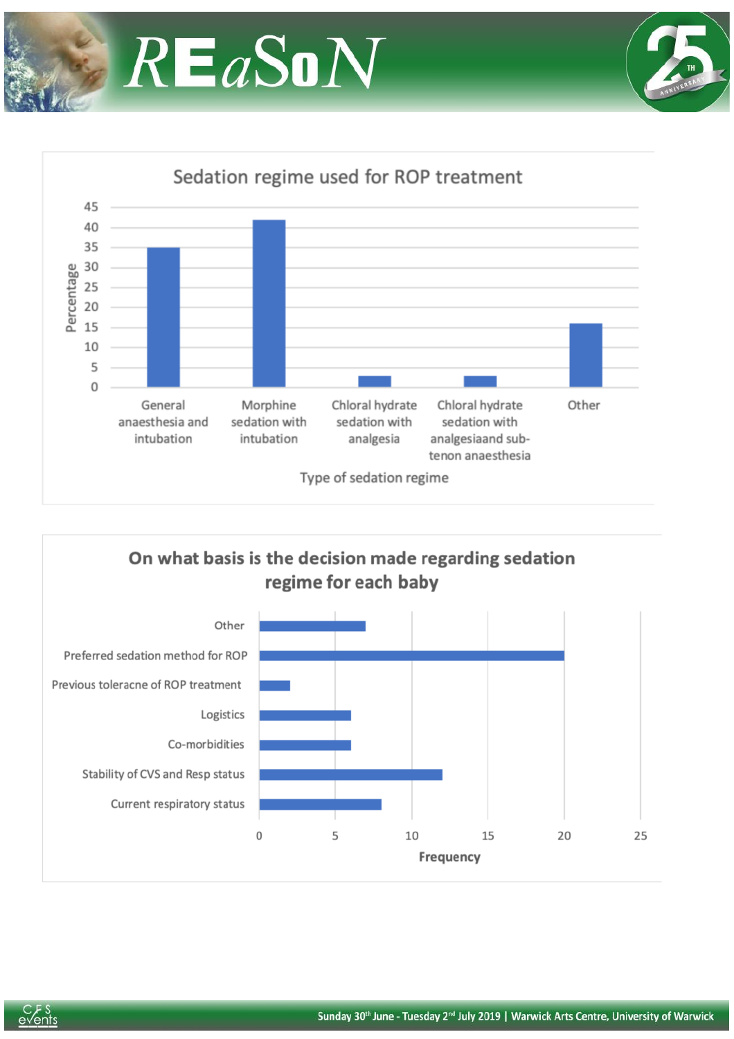Sedation regime used for ROP treatment

Percentage

45
40
35
30
25
20
15
10
5
0

General anaesthesia and intubation

Morphine sedation with intubation

Chloral hydrate sedation with analgesia

Chloral hydrate sedation with analgesiaand sub-tenon anaesthesia

Other

Type of sedation regime

**On what basis is the decision made regarding sedation regime for each baby**

Other

Preferred sedation method for ROP

Previous toleracne of ROP treatment

Logistics

Co-morbidities

Stability of CVS and Resp status

Current respiratory status

0
5
10
15
20
25

**Frequency**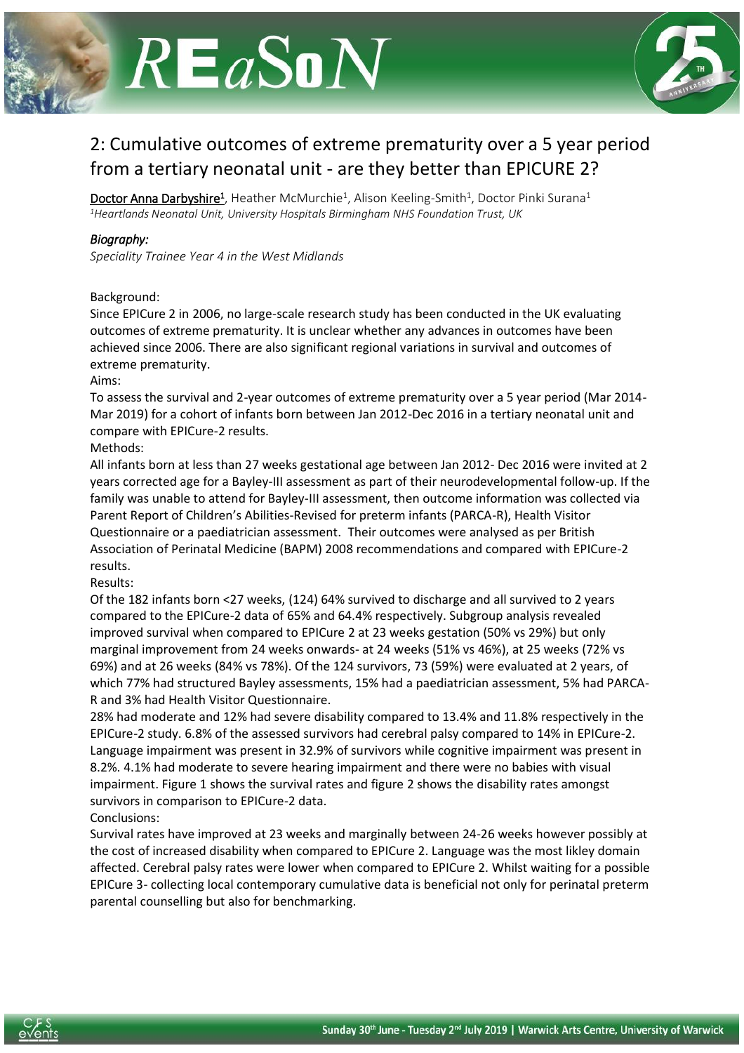# 2: Cumulative outcomes of extreme prematurity over a 5 year period from a tertiary neonatal unit - are they better than EPICURE 2?

Doctor Anna Darbyshire[1], Heather McMurchie[1], Alison Keeling-Smith[1], Doctor Pinki Surana[1]

[1]*Heartlands Neonatal Unit, University Hospitals Birmingham NHS Foundation Trust, UK*

### *Biography:*

*Speciality Trainee Year 4 in the West Midlands*

Background:

Since EPICure 2 in 2006, no large-scale research study has been conducted in the UK evaluating outcomes of extreme prematurity. It is unclear whether any advances in outcomes have been achieved since 2006. There are also significant regional variations in survival and outcomes of extreme prematurity.

Aims:

To assess the survival and 2-year outcomes of extreme prematurity over a 5 year period (Mar 2014-Mar 2019) for a cohort of infants born between Jan 2012-Dec 2016 in a tertiary neonatal unit and compare with EPICure-2 results.

Methods:

All infants born at less than 27 weeks gestational age between Jan 2012- Dec 2016 were invited at 2 years corrected age for a Bayley-III assessment as part of their neurodevelopmental follow-up. If the family was unable to attend for Bayley-III assessment, then outcome information was collected via Parent Report of Children's Abilities-Revised for preterm infants (PARCA-R), Health Visitor Questionnaire or a paediatrician assessment. Their outcomes were analysed as per British Association of Perinatal Medicine (BAPM) 2008 recommendations and compared with EPICure-2 results.

Results:

Of the 182 infants born <27 weeks, (124) 64% survived to discharge and all survived to 2 years compared to the EPICure-2 data of 65% and 64.4% respectively. Subgroup analysis revealed improved survival when compared to EPICure 2 at 23 weeks gestation (50% vs 29%) but only marginal improvement from 24 weeks onwards- at 24 weeks (51% vs 46%), at 25 weeks (72% vs 69%) and at 26 weeks (84% vs 78%). Of the 124 survivors, 73 (59%) were evaluated at 2 years, of which 77% had structured Bayley assessments, 15% had a paediatrician assessment, 5% had PARCA-R and 3% had Health Visitor Questionnaire.

28% had moderate and 12% had severe disability compared to 13.4% and 11.8% respectively in the EPICure-2 study. 6.8% of the assessed survivors had cerebral palsy compared to 14% in EPICure-2. Language impairment was present in 32.9% of survivors while cognitive impairment was present in 8.2%. 4.1% had moderate to severe hearing impairment and there were no babies with visual impairment. Figure 1 shows the survival rates and figure 2 shows the disability rates amongst survivors in comparison to EPICure-2 data.

Conclusions:

Survival rates have improved at 23 weeks and marginally between 24-26 weeks however possibly at the cost of increased disability when compared to EPICure 2. Language was the most likley domain affected. Cerebral palsy rates were lower when compared to EPICure 2. Whilst waiting for a possible EPICure 3- collecting local contemporary cumulative data is beneficial not only for perinatal preterm parental counselling but also for benchmarking.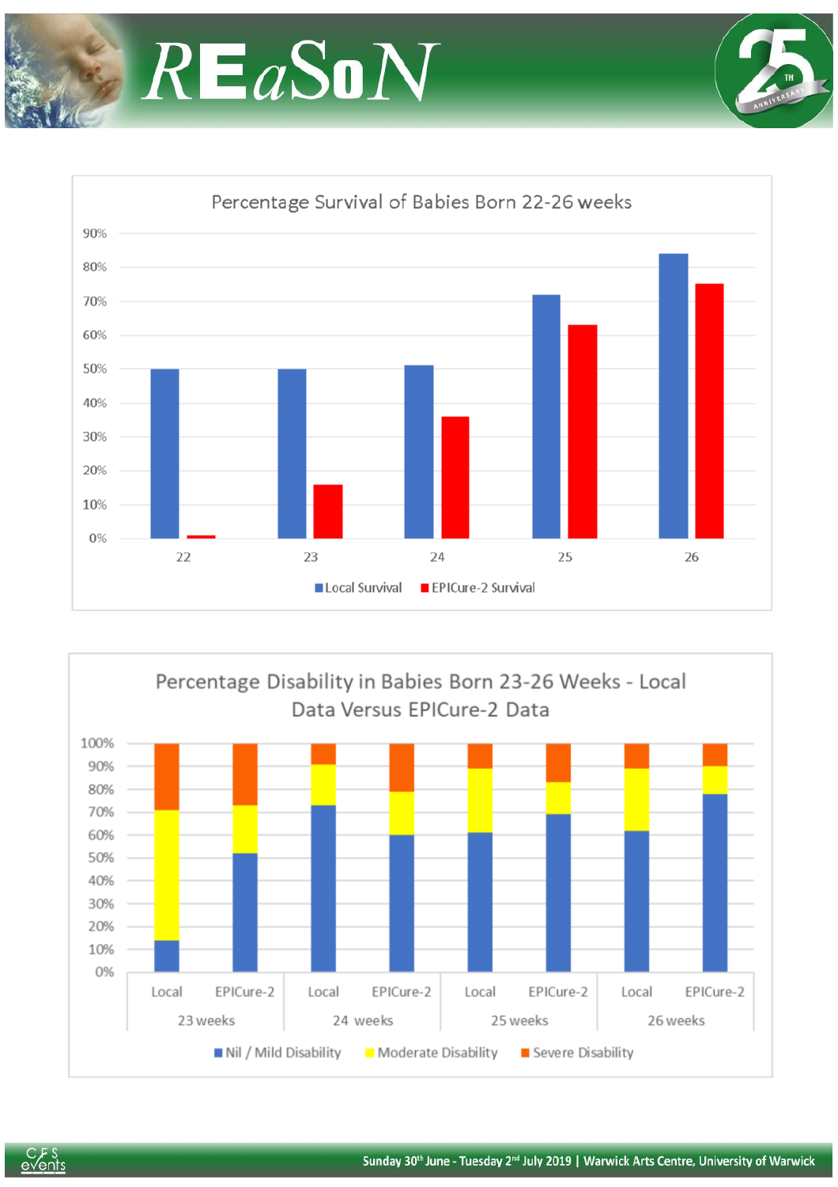Percentage Survival of Babies Born 22-26 weeks

90%
80%
70%
60%
50%
40%
30%
20%
10%
0%

22
23
24
25
26

Local Survival
EPICure-2 Survival

Percentage Disability in Babies Born 23-26 Weeks - Local Data Versus EPICure-2 Data

100%
90%
80%
70%
60%
50%
40%
30%
20%
10%
0%

Local
EPICure-2
23 weeks
Local
EPICure-2
24 weeks
Local
EPICure-2
25 weeks
Local
EPICure-2
26 weeks

Nil / Mild Disability
Moderate Disability
Severe Disability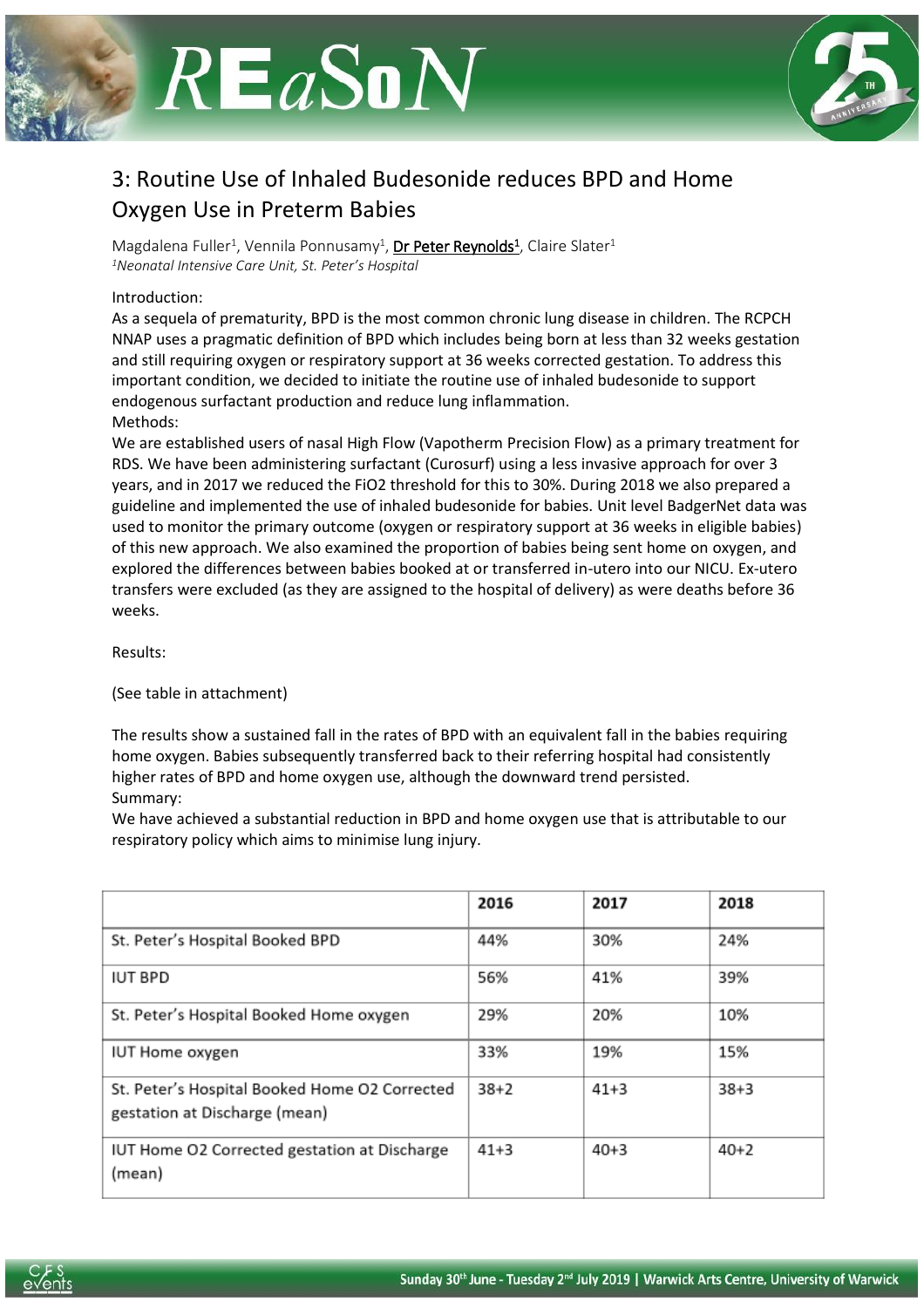## 3: Routine Use of Inhaled Budesonide reduces BPD and Home Oxygen Use in Preterm Babies

Magdalena Fuller[1], Vennila Ponnusamy[1], Dr Peter Reynolds[1], Claire Slater[1]
[1]*Neonatal Intensive Care Unit, St. Peter's Hospital*

Introduction:
As a sequela of prematurity, BPD is the most common chronic lung disease in children. The RCPCH NNAP uses a pragmatic definition of BPD which includes being born at less than 32 weeks gestation and still requiring oxygen or respiratory support at 36 weeks corrected gestation. To address this important condition, we decided to initiate the routine use of inhaled budesonide to support endogenous surfactant production and reduce lung inflammation.
Methods:
We are established users of nasal High Flow (Vapotherm Precision Flow) as a primary treatment for RDS. We have been administering surfactant (Curosurf) using a less invasive approach for over 3 years, and in 2017 we reduced the FiO2 threshold for this to 30%. During 2018 we also prepared a guideline and implemented the use of inhaled budesonide for babies. Unit level BadgerNet data was used to monitor the primary outcome (oxygen or respiratory support at 36 weeks in eligible babies) of this new approach. We also examined the proportion of babies being sent home on oxygen, and explored the differences between babies booked at or transferred in-utero into our NICU. Ex-utero transfers were excluded (as they are assigned to the hospital of delivery) as were deaths before 36 weeks.

Results:

(See table in attachment)

The results show a sustained fall in the rates of BPD with an equivalent fall in the babies requiring home oxygen. Babies subsequently transferred back to their referring hospital had consistently higher rates of BPD and home oxygen use, although the downward trend persisted.
Summary:
We have achieved a substantial reduction in BPD and home oxygen use that is attributable to our respiratory policy which aims to minimise lung injury.

| | 2016 | 2017 | 2018 |
|---|---|---|---|
| St. Peter's Hospital Booked BPD | 44% | 30% | 24% |
| IUT BPD | 56% | 41% | 39% |
| St. Peter's Hospital Booked Home oxygen | 29% | 20% | 10% |
| IUT Home oxygen | 33% | 19% | 15% |
| St. Peter's Hospital Booked Home O2 Corrected gestation at Discharge (mean) | 38+2 | 41+3 | 38+3 |
| IUT Home O2 Corrected gestation at Discharge (mean) | 41+3 | 40+3 | 40+2 |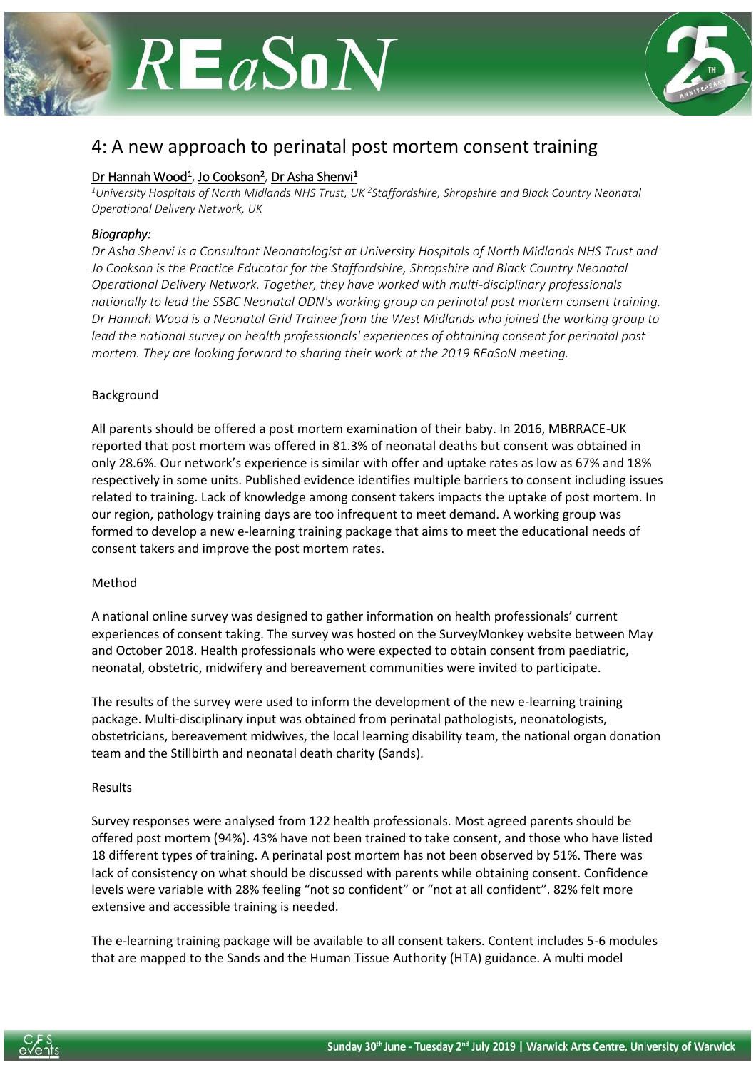# 4: A new approach to perinatal post mortem consent training

Dr Hannah Wood[1], Jo Cookson[2], Dr Asha Shenvi[1]

*[1]University Hospitals of North Midlands NHS Trust, UK [2]Staffordshire, Shropshire and Black Country Neonatal Operational Delivery Network, UK*

### *Biography:*

*Dr Asha Shenvi is a Consultant Neonatologist at University Hospitals of North Midlands NHS Trust and Jo Cookson is the Practice Educator for the Staffordshire, Shropshire and Black Country Neonatal Operational Delivery Network. Together, they have worked with multi-disciplinary professionals nationally to lead the SSBC Neonatal ODN's working group on perinatal post mortem consent training. Dr Hannah Wood is a Neonatal Grid Trainee from the West Midlands who joined the working group to lead the national survey on health professionals' experiences of obtaining consent for perinatal post mortem. They are looking forward to sharing their work at the 2019 REaSoN meeting.*

Background

All parents should be offered a post mortem examination of their baby. In 2016, MBRRACE-UK reported that post mortem was offered in 81.3% of neonatal deaths but consent was obtained in only 28.6%. Our network's experience is similar with offer and uptake rates as low as 67% and 18% respectively in some units. Published evidence identifies multiple barriers to consent including issues related to training. Lack of knowledge among consent takers impacts the uptake of post mortem. In our region, pathology training days are too infrequent to meet demand. A working group was formed to develop a new e-learning training package that aims to meet the educational needs of consent takers and improve the post mortem rates.

Method

A national online survey was designed to gather information on health professionals' current experiences of consent taking. The survey was hosted on the SurveyMonkey website between May and October 2018. Health professionals who were expected to obtain consent from paediatric, neonatal, obstetric, midwifery and bereavement communities were invited to participate.

The results of the survey were used to inform the development of the new e-learning training package. Multi-disciplinary input was obtained from perinatal pathologists, neonatologists, obstetricians, bereavement midwives, the local learning disability team, the national organ donation team and the Stillbirth and neonatal death charity (Sands).

Results

Survey responses were analysed from 122 health professionals. Most agreed parents should be offered post mortem (94%). 43% have not been trained to take consent, and those who have listed 18 different types of training. A perinatal post mortem has not been observed by 51%. There was lack of consistency on what should be discussed with parents while obtaining consent. Confidence levels were variable with 28% feeling "not so confident" or "not at all confident". 82% felt more extensive and accessible training is needed.

The e-learning training package will be available to all consent takers. Content includes 5-6 modules that are mapped to the Sands and the Human Tissue Authority (HTA) guidance. A multi model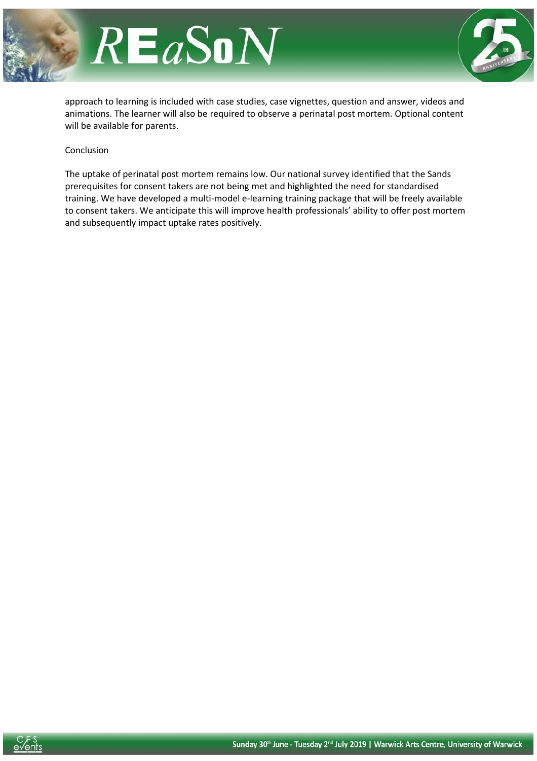approach to learning is included with case studies, case vignettes, question and answer, videos and animations. The learner will also be required to observe a perinatal post mortem. Optional content will be available for parents.

Conclusion

The uptake of perinatal post mortem remains low. Our national survey identified that the Sands prerequisites for consent takers are not being met and highlighted the need for standardised training. We have developed a multi-model e-learning training package that will be freely available to consent takers. We anticipate this will improve health professionals' ability to offer post mortem and subsequently impact uptake rates positively.